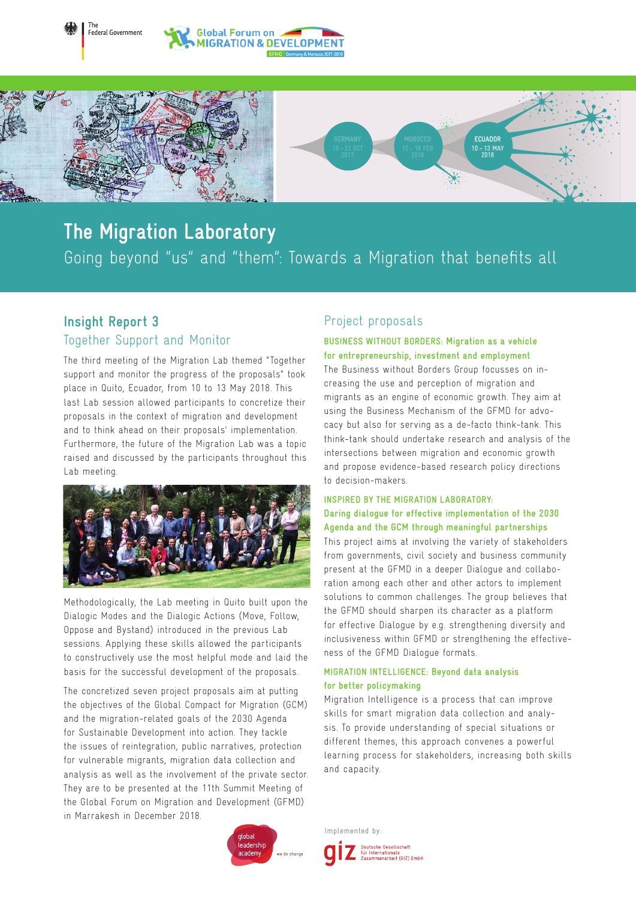The Federal Government

Global Forum on MIGRATION & DEVELOPMENT

GFMD Germany & Morocco 2017-2018

GERMANY 19 – 22 OCT 2017

MOROCCO 15 – 18 FEB 2018

ECUADOR 10 – 13 MAY 2018

# The Migration Laboratory

Going beyond "us" and "them": Towards a Migration that benefits all

## Insight Report 3

### Together Support and Monitor

The third meeting of the Migration Lab themed "Together support and monitor the progress of the proposals" took place in Quito, Ecuador, from 10 to 13 May 2018. This last Lab session allowed participants to concretize their proposals in the context of migration and development and to think ahead on their proposals' implementation. Furthermore, the future of the Migration Lab was a topic raised and discussed by the participants throughout this Lab meeting.

Methodologically, the Lab meeting in Quito built upon the Dialogic Modes and the Dialogic Actions (Move, Follow, Oppose and Bystand) introduced in the previous Lab sessions. Applying these skills allowed the participants to constructively use the most helpful mode and laid the basis for the successful development of the proposals.

The concretized seven project proposals aim at putting the objectives of the Global Compact for Migration (GCM) and the migration-related goals of the 2030 Agenda for Sustainable Development into action. They tackle the issues of reintegration, public narratives, protection for vulnerable migrants, migration data collection and analysis as well as the involvement of the private sector. They are to be presented at the 11th Summit Meeting of the Global Forum on Migration and Development (GFMD) in Marrakesh in December 2018.

## Project proposals

**BUSINESS WITHOUT BORDERS: Migration as a vehicle for entrepreneurship, investment and employment**

The Business without Borders Group focusses on increasing the use and perception of migration and migrants as an engine of economic growth. They aim at using the Business Mechanism of the GFMD for advocacy but also for serving as a de-facto think-tank. This think-tank should undertake research and analysis of the intersections between migration and economic growth and propose evidence-based research policy directions to decision-makers.

**INSPIRED BY THE MIGRATION LABORATORY: Daring dialogue for effective implementation of the 2030 Agenda and the GCM through meaningful partnerships**

This project aims at involving the variety of stakeholders from governments, civil society and business community present at the GFMD in a deeper Dialogue and collaboration among each other and other actors to implement solutions to common challenges. The group believes that the GFMD should sharpen its character as a platform for effective Dialogue by e.g. strengthening diversity and inclusiveness within GFMD or strengthening the effectiveness of the GFMD Dialogue formats.

**MIGRATION INTELLIGENCE: Beyond data analysis for better policymaking**

Migration Intelligence is a process that can improve skills for smart migration data collection and analysis. To provide understanding of special situations or different themes, this approach convenes a powerful learning process for stakeholders, increasing both skills and capacity.

global leadership academy — we do change

Implemented by: giz Deutsche Gesellschaft für Internationale Zusammenarbeit (GIZ) GmbH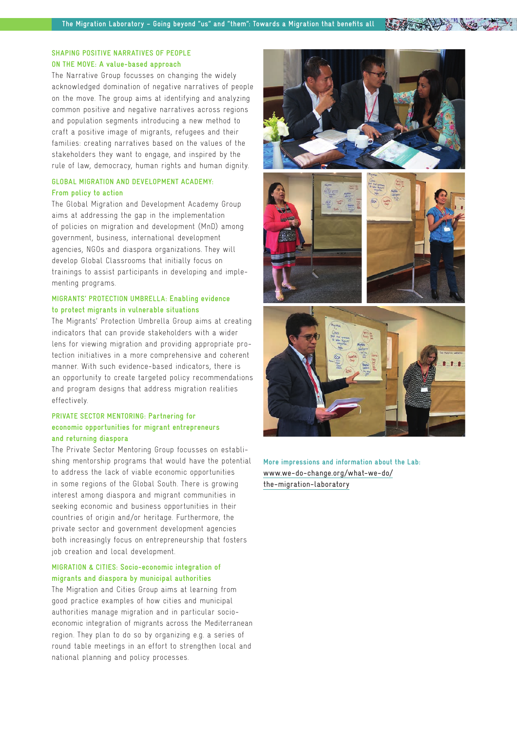### SHAPING POSITIVE NARRATIVES OF PEOPLE ON THE MOVE: A value-based approach

The Narrative Group focusses on changing the widely acknowledged domination of negative narratives of people on the move. The group aims at identifying and analyzing common positive and negative narratives across regions and population segments introducing a new method to craft a positive image of migrants, refugees and their families: creating narratives based on the values of the stakeholders they want to engage, and inspired by the rule of law, democracy, human rights and human dignity.

### GLOBAL MIGRATION AND DEVELOPMENT ACADEMY: From policy to action

The Global Migration and Development Academy Group aims at addressing the gap in the implementation of policies on migration and development (MnD) among government, business, international development agencies, NGOs and diaspora organizations. They will develop Global Classrooms that initially focus on trainings to assist participants in developing and implementing programs.

### MIGRANTS' PROTECTION UMBRELLA: Enabling evidence to protect migrants in vulnerable situations

The Migrants' Protection Umbrella Group aims at creating indicators that can provide stakeholders with a wider lens for viewing migration and providing appropriate protection initiatives in a more comprehensive and coherent manner. With such evidence-based indicators, there is an opportunity to create targeted policy recommendations and program designs that address migration realities effectively.

### PRIVATE SECTOR MENTORING: Partnering for economic opportunities for migrant entrepreneurs and returning diaspora

The Private Sector Mentoring Group focusses on establishing mentorship programs that would have the potential to address the lack of viable economic opportunities in some regions of the Global South. There is growing interest among diaspora and migrant communities in seeking economic and business opportunities in their countries of origin and/or heritage. Furthermore, the private sector and government development agencies both increasingly focus on entrepreneurship that fosters job creation and local development.

### MIGRATION & CITIES: Socio-economic integration of migrants and diaspora by municipal authorities

The Migration and Cities Group aims at learning from good practice examples of how cities and municipal authorities manage migration and in particular socio-economic integration of migrants across the Mediterranean region. They plan to do so by organizing e.g. a series of round table meetings in an effort to strengthen local and national planning and policy processes.

**More impressions and information about the Lab:**
www.we-do-change.org/what-we-do/the-migration-laboratory